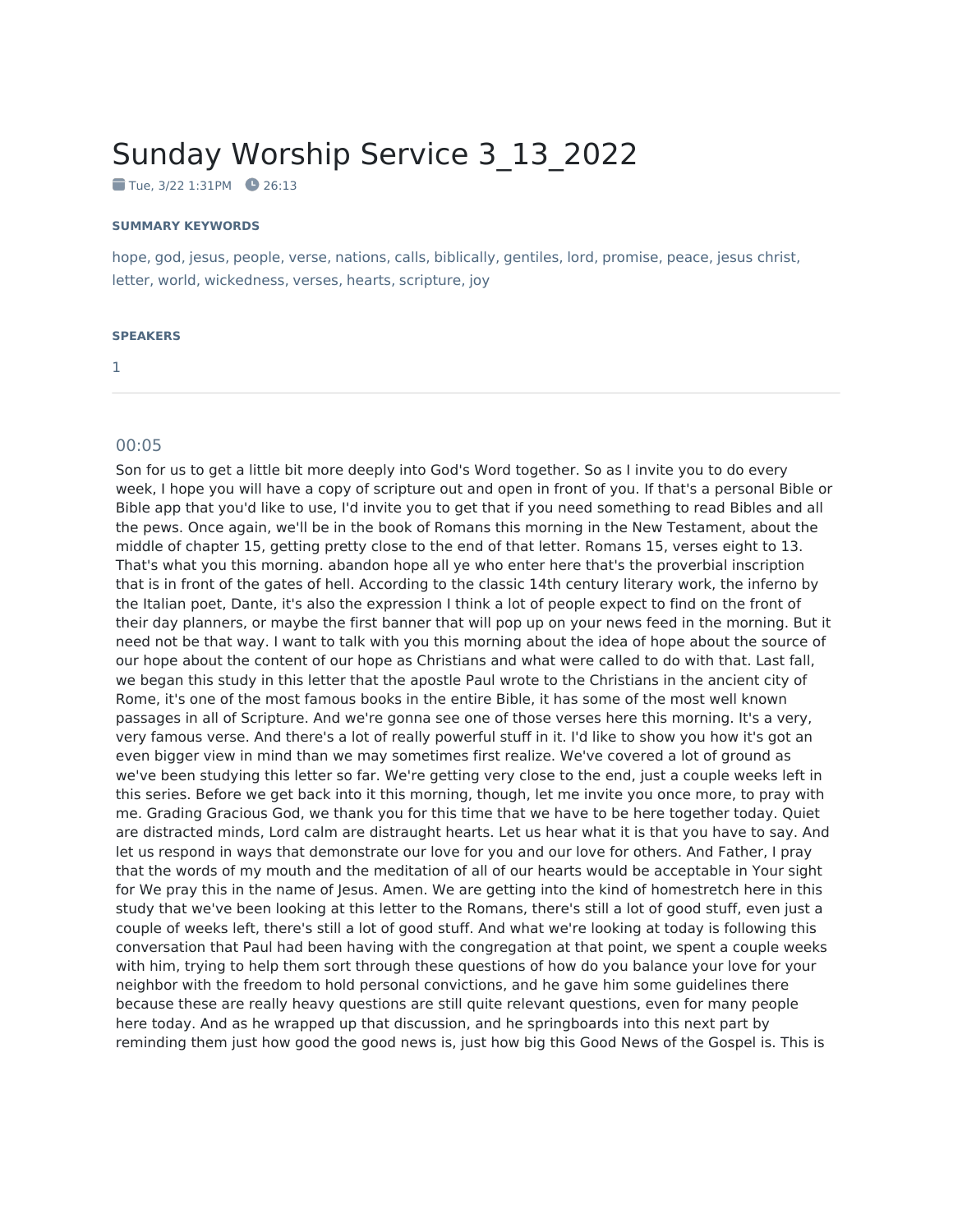# Sunday Worship Service 3_13_2022

Tue, 3/22 1:31PM   26:13

**SUMMARY KEYWORDS**

hope, god, jesus, people, verse, nations, calls, biblically, gentiles, lord, promise, peace, jesus christ, letter, world, wickedness, verses, hearts, scripture, joy

**SPEAKERS**

1

---

## 00:05

Son for us to get a little bit more deeply into God's Word together. So as I invite you to do every week, I hope you will have a copy of scripture out and open in front of you. If that's a personal Bible or Bible app that you'd like to use, I'd invite you to get that if you need something to read Bibles and all the pews. Once again, we'll be in the book of Romans this morning in the New Testament, about the middle of chapter 15, getting pretty close to the end of that letter. Romans 15, verses eight to 13. That's what you this morning. abandon hope all ye who enter here that's the proverbial inscription that is in front of the gates of hell. According to the classic 14th century literary work, the inferno by the Italian poet, Dante, it's also the expression I think a lot of people expect to find on the front of their day planners, or maybe the first banner that will pop up on your news feed in the morning. But it need not be that way. I want to talk with you this morning about the idea of hope about the source of our hope about the content of our hope as Christians and what were called to do with that. Last fall, we began this study in this letter that the apostle Paul wrote to the Christians in the ancient city of Rome, it's one of the most famous books in the entire Bible, it has some of the most well known passages in all of Scripture. And we're gonna see one of those verses here this morning. It's a very, very famous verse. And there's a lot of really powerful stuff in it. I'd like to show you how it's got an even bigger view in mind than we may sometimes first realize. We've covered a lot of ground as we've been studying this letter so far. We're getting very close to the end, just a couple weeks left in this series. Before we get back into it this morning, though, let me invite you once more, to pray with me. Grading Gracious God, we thank you for this time that we have to be here together today. Quiet are distracted minds, Lord calm are distraught hearts. Let us hear what it is that you have to say. And let us respond in ways that demonstrate our love for you and our love for others. And Father, I pray that the words of my mouth and the meditation of all of our hearts would be acceptable in Your sight for We pray this in the name of Jesus. Amen. We are getting into the kind of homestretch here in this study that we've been looking at this letter to the Romans, there's still a lot of good stuff, even just a couple of weeks left, there's still a lot of good stuff. And what we're looking at today is following this conversation that Paul had been having with the congregation at that point, we spent a couple weeks with him, trying to help them sort through these questions of how do you balance your love for your neighbor with the freedom to hold personal convictions, and he gave him some guidelines there because these are really heavy questions are still quite relevant questions, even for many people here today. And as he wrapped up that discussion, and he springboards into this next part by reminding them just how good the good news is, just how big this Good News of the Gospel is. This is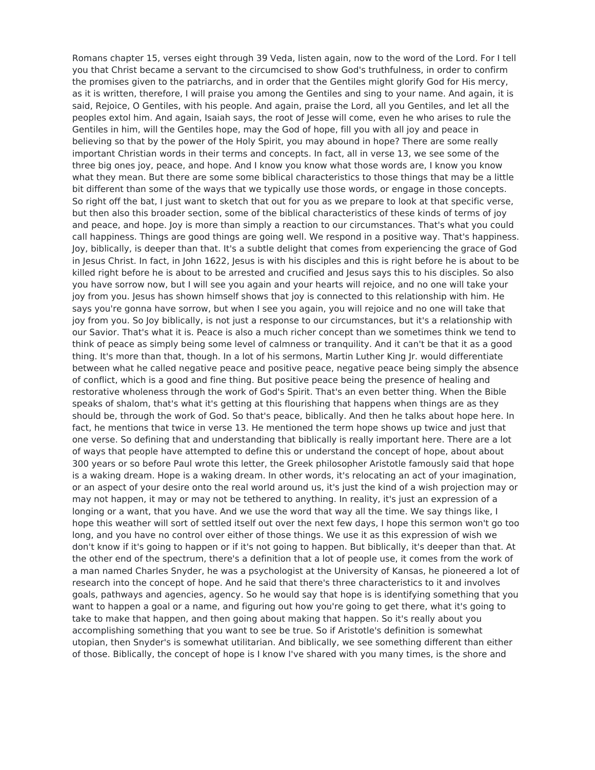Romans chapter 15, verses eight through 39 Veda, listen again, now to the word of the Lord. For I tell you that Christ became a servant to the circumcised to show God's truthfulness, in order to confirm the promises given to the patriarchs, and in order that the Gentiles might glorify God for His mercy, as it is written, therefore, I will praise you among the Gentiles and sing to your name. And again, it is said, Rejoice, O Gentiles, with his people. And again, praise the Lord, all you Gentiles, and let all the peoples extol him. And again, Isaiah says, the root of Jesse will come, even he who arises to rule the Gentiles in him, will the Gentiles hope, may the God of hope, fill you with all joy and peace in believing so that by the power of the Holy Spirit, you may abound in hope? There are some really important Christian words in their terms and concepts. In fact, all in verse 13, we see some of the three big ones joy, peace, and hope. And I know you know what those words are, I know you know what they mean. But there are some some biblical characteristics to those things that may be a little bit different than some of the ways that we typically use those words, or engage in those concepts. So right off the bat, I just want to sketch that out for you as we prepare to look at that specific verse, but then also this broader section, some of the biblical characteristics of these kinds of terms of joy and peace, and hope. Joy is more than simply a reaction to our circumstances. That's what you could call happiness. Things are good things are going well. We respond in a positive way. That's happiness. Joy, biblically, is deeper than that. It's a subtle delight that comes from experiencing the grace of God in Jesus Christ. In fact, in John 1622, Jesus is with his disciples and this is right before he is about to be killed right before he is about to be arrested and crucified and Jesus says this to his disciples. So also you have sorrow now, but I will see you again and your hearts will rejoice, and no one will take your joy from you. Jesus has shown himself shows that joy is connected to this relationship with him. He says you're gonna have sorrow, but when I see you again, you will rejoice and no one will take that joy from you. So Joy biblically, is not just a response to our circumstances, but it's a relationship with our Savior. That's what it is. Peace is also a much richer concept than we sometimes think we tend to think of peace as simply being some level of calmness or tranquility. And it can't be that it as a good thing. It's more than that, though. In a lot of his sermons, Martin Luther King Jr. would differentiate between what he called negative peace and positive peace, negative peace being simply the absence of conflict, which is a good and fine thing. But positive peace being the presence of healing and restorative wholeness through the work of God's Spirit. That's an even better thing. When the Bible speaks of shalom, that's what it's getting at this flourishing that happens when things are as they should be, through the work of God. So that's peace, biblically. And then he talks about hope here. In fact, he mentions that twice in verse 13. He mentioned the term hope shows up twice and just that one verse. So defining that and understanding that biblically is really important here. There are a lot of ways that people have attempted to define this or understand the concept of hope, about about 300 years or so before Paul wrote this letter, the Greek philosopher Aristotle famously said that hope is a waking dream. Hope is a waking dream. In other words, it's relocating an act of your imagination, or an aspect of your desire onto the real world around us, it's just the kind of a wish projection may or may not happen, it may or may not be tethered to anything. In reality, it's just an expression of a longing or a want, that you have. And we use the word that way all the time. We say things like, I hope this weather will sort of settled itself out over the next few days, I hope this sermon won't go too long, and you have no control over either of those things. We use it as this expression of wish we don't know if it's going to happen or if it's not going to happen. But biblically, it's deeper than that. At the other end of the spectrum, there's a definition that a lot of people use, it comes from the work of a man named Charles Snyder, he was a psychologist at the University of Kansas, he pioneered a lot of research into the concept of hope. And he said that there's three characteristics to it and involves goals, pathways and agencies, agency. So he would say that hope is is identifying something that you want to happen a goal or a name, and figuring out how you're going to get there, what it's going to take to make that happen, and then going about making that happen. So it's really about you accomplishing something that you want to see be true. So if Aristotle's definition is somewhat utopian, then Snyder's is somewhat utilitarian. And biblically, we see something different than either of those. Biblically, the concept of hope is I know I've shared with you many times, is the shore and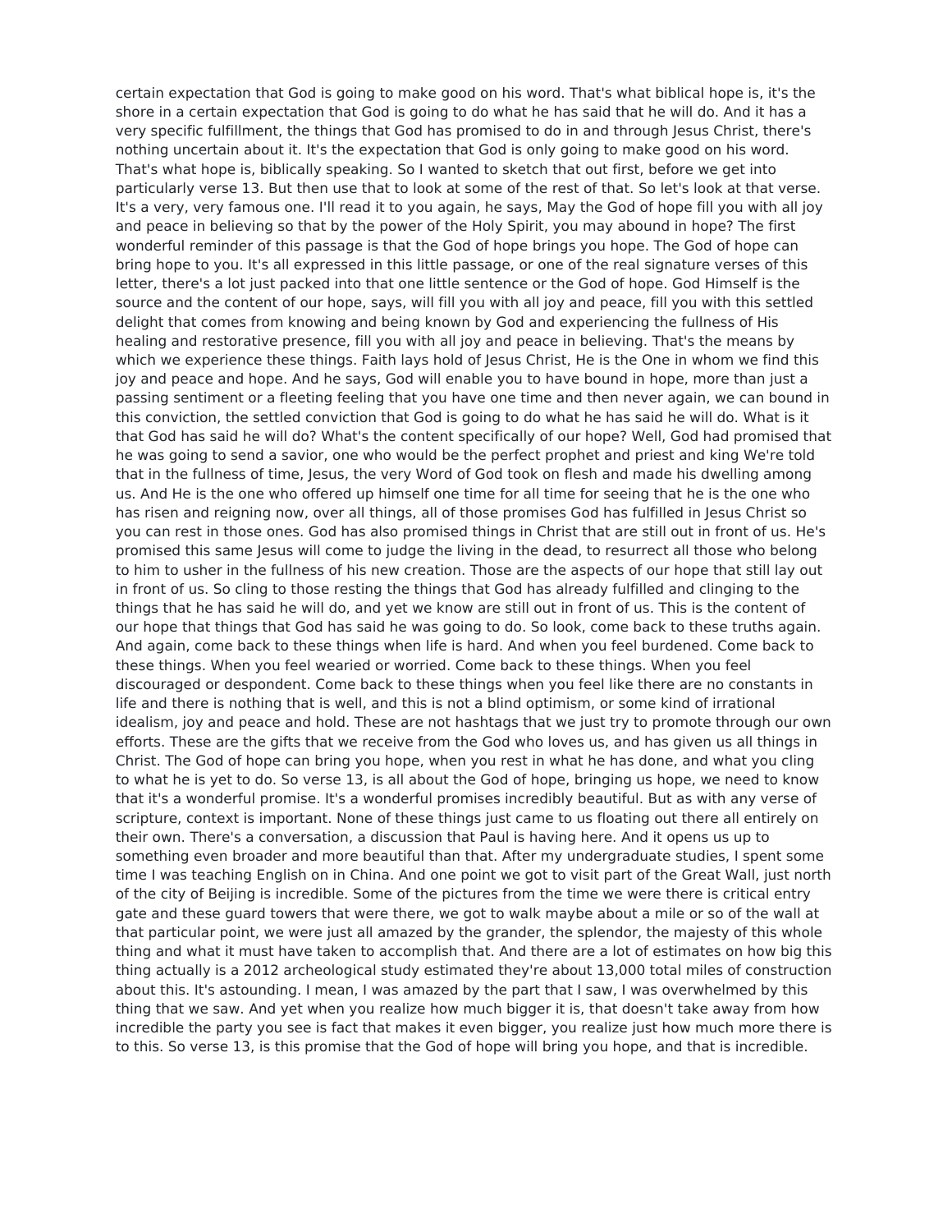certain expectation that God is going to make good on his word. That's what biblical hope is, it's the shore in a certain expectation that God is going to do what he has said that he will do. And it has a very specific fulfillment, the things that God has promised to do in and through Jesus Christ, there's nothing uncertain about it. It's the expectation that God is only going to make good on his word. That's what hope is, biblically speaking. So I wanted to sketch that out first, before we get into particularly verse 13. But then use that to look at some of the rest of that. So let's look at that verse. It's a very, very famous one. I'll read it to you again, he says, May the God of hope fill you with all joy and peace in believing so that by the power of the Holy Spirit, you may abound in hope? The first wonderful reminder of this passage is that the God of hope brings you hope. The God of hope can bring hope to you. It's all expressed in this little passage, or one of the real signature verses of this letter, there's a lot just packed into that one little sentence or the God of hope. God Himself is the source and the content of our hope, says, will fill you with all joy and peace, fill you with this settled delight that comes from knowing and being known by God and experiencing the fullness of His healing and restorative presence, fill you with all joy and peace in believing. That's the means by which we experience these things. Faith lays hold of Jesus Christ, He is the One in whom we find this joy and peace and hope. And he says, God will enable you to have bound in hope, more than just a passing sentiment or a fleeting feeling that you have one time and then never again, we can bound in this conviction, the settled conviction that God is going to do what he has said he will do. What is it that God has said he will do? What's the content specifically of our hope? Well, God had promised that he was going to send a savior, one who would be the perfect prophet and priest and king We're told that in the fullness of time, Jesus, the very Word of God took on flesh and made his dwelling among us. And He is the one who offered up himself one time for all time for seeing that he is the one who has risen and reigning now, over all things, all of those promises God has fulfilled in Jesus Christ so you can rest in those ones. God has also promised things in Christ that are still out in front of us. He's promised this same Jesus will come to judge the living in the dead, to resurrect all those who belong to him to usher in the fullness of his new creation. Those are the aspects of our hope that still lay out in front of us. So cling to those resting the things that God has already fulfilled and clinging to the things that he has said he will do, and yet we know are still out in front of us. This is the content of our hope that things that God has said he was going to do. So look, come back to these truths again. And again, come back to these things when life is hard. And when you feel burdened. Come back to these things. When you feel wearied or worried. Come back to these things. When you feel discouraged or despondent. Come back to these things when you feel like there are no constants in life and there is nothing that is well, and this is not a blind optimism, or some kind of irrational idealism, joy and peace and hold. These are not hashtags that we just try to promote through our own efforts. These are the gifts that we receive from the God who loves us, and has given us all things in Christ. The God of hope can bring you hope, when you rest in what he has done, and what you cling to what he is yet to do. So verse 13, is all about the God of hope, bringing us hope, we need to know that it's a wonderful promise. It's a wonderful promises incredibly beautiful. But as with any verse of scripture, context is important. None of these things just came to us floating out there all entirely on their own. There's a conversation, a discussion that Paul is having here. And it opens us up to something even broader and more beautiful than that. After my undergraduate studies, I spent some time I was teaching English on in China. And one point we got to visit part of the Great Wall, just north of the city of Beijing is incredible. Some of the pictures from the time we were there is critical entry gate and these guard towers that were there, we got to walk maybe about a mile or so of the wall at that particular point, we were just all amazed by the grander, the splendor, the majesty of this whole thing and what it must have taken to accomplish that. And there are a lot of estimates on how big this thing actually is a 2012 archeological study estimated they're about 13,000 total miles of construction about this. It's astounding. I mean, I was amazed by the part that I saw, I was overwhelmed by this thing that we saw. And yet when you realize how much bigger it is, that doesn't take away from how incredible the party you see is fact that makes it even bigger, you realize just how much more there is to this. So verse 13, is this promise that the God of hope will bring you hope, and that is incredible.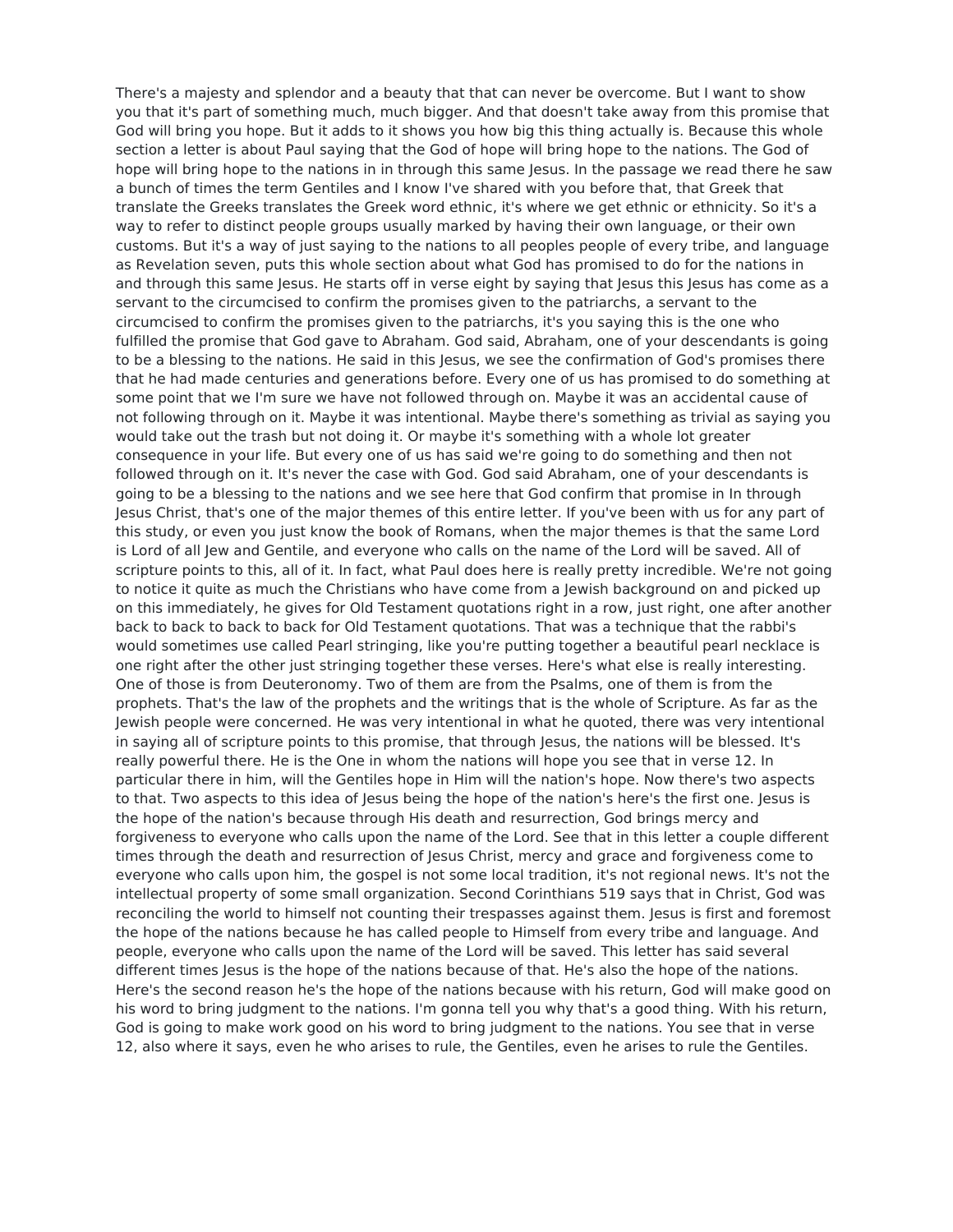There's a majesty and splendor and a beauty that that can never be overcome. But I want to show you that it's part of something much, much bigger. And that doesn't take away from this promise that God will bring you hope. But it adds to it shows you how big this thing actually is. Because this whole section a letter is about Paul saying that the God of hope will bring hope to the nations. The God of hope will bring hope to the nations in in through this same Jesus. In the passage we read there he saw a bunch of times the term Gentiles and I know I've shared with you before that, that Greek that translate the Greeks translates the Greek word ethnic, it's where we get ethnic or ethnicity. So it's a way to refer to distinct people groups usually marked by having their own language, or their own customs. But it's a way of just saying to the nations to all peoples people of every tribe, and language as Revelation seven, puts this whole section about what God has promised to do for the nations in and through this same Jesus. He starts off in verse eight by saying that Jesus this Jesus has come as a servant to the circumcised to confirm the promises given to the patriarchs, a servant to the circumcised to confirm the promises given to the patriarchs, it's you saying this is the one who fulfilled the promise that God gave to Abraham. God said, Abraham, one of your descendants is going to be a blessing to the nations. He said in this Jesus, we see the confirmation of God's promises there that he had made centuries and generations before. Every one of us has promised to do something at some point that we I'm sure we have not followed through on. Maybe it was an accidental cause of not following through on it. Maybe it was intentional. Maybe there's something as trivial as saying you would take out the trash but not doing it. Or maybe it's something with a whole lot greater consequence in your life. But every one of us has said we're going to do something and then not followed through on it. It's never the case with God. God said Abraham, one of your descendants is going to be a blessing to the nations and we see here that God confirm that promise in In through Jesus Christ, that's one of the major themes of this entire letter. If you've been with us for any part of this study, or even you just know the book of Romans, when the major themes is that the same Lord is Lord of all Jew and Gentile, and everyone who calls on the name of the Lord will be saved. All of scripture points to this, all of it. In fact, what Paul does here is really pretty incredible. We're not going to notice it quite as much the Christians who have come from a Jewish background on and picked up on this immediately, he gives for Old Testament quotations right in a row, just right, one after another back to back to back to back for Old Testament quotations. That was a technique that the rabbi's would sometimes use called Pearl stringing, like you're putting together a beautiful pearl necklace is one right after the other just stringing together these verses. Here's what else is really interesting. One of those is from Deuteronomy. Two of them are from the Psalms, one of them is from the prophets. That's the law of the prophets and the writings that is the whole of Scripture. As far as the Jewish people were concerned. He was very intentional in what he quoted, there was very intentional in saying all of scripture points to this promise, that through Jesus, the nations will be blessed. It's really powerful there. He is the One in whom the nations will hope you see that in verse 12. In particular there in him, will the Gentiles hope in Him will the nation's hope. Now there's two aspects to that. Two aspects to this idea of Jesus being the hope of the nation's here's the first one. Jesus is the hope of the nation's because through His death and resurrection, God brings mercy and forgiveness to everyone who calls upon the name of the Lord. See that in this letter a couple different times through the death and resurrection of Jesus Christ, mercy and grace and forgiveness come to everyone who calls upon him, the gospel is not some local tradition, it's not regional news. It's not the intellectual property of some small organization. Second Corinthians 519 says that in Christ, God was reconciling the world to himself not counting their trespasses against them. Jesus is first and foremost the hope of the nations because he has called people to Himself from every tribe and language. And people, everyone who calls upon the name of the Lord will be saved. This letter has said several different times Jesus is the hope of the nations because of that. He's also the hope of the nations. Here's the second reason he's the hope of the nations because with his return, God will make good on his word to bring judgment to the nations. I'm gonna tell you why that's a good thing. With his return, God is going to make work good on his word to bring judgment to the nations. You see that in verse 12, also where it says, even he who arises to rule, the Gentiles, even he arises to rule the Gentiles.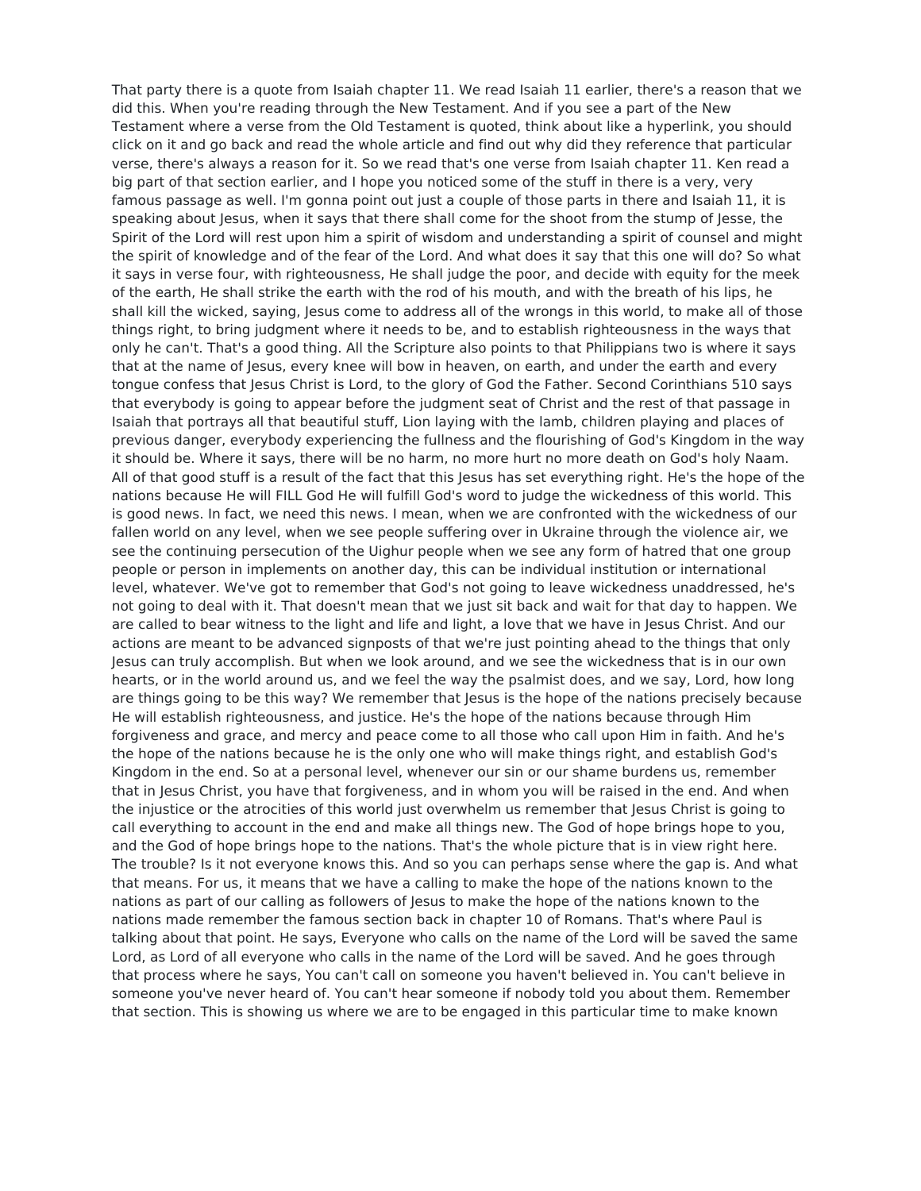That party there is a quote from Isaiah chapter 11. We read Isaiah 11 earlier, there's a reason that we did this. When you're reading through the New Testament. And if you see a part of the New Testament where a verse from the Old Testament is quoted, think about like a hyperlink, you should click on it and go back and read the whole article and find out why did they reference that particular verse, there's always a reason for it. So we read that's one verse from Isaiah chapter 11. Ken read a big part of that section earlier, and I hope you noticed some of the stuff in there is a very, very famous passage as well. I'm gonna point out just a couple of those parts in there and Isaiah 11, it is speaking about Jesus, when it says that there shall come for the shoot from the stump of Jesse, the Spirit of the Lord will rest upon him a spirit of wisdom and understanding a spirit of counsel and might the spirit of knowledge and of the fear of the Lord. And what does it say that this one will do? So what it says in verse four, with righteousness, He shall judge the poor, and decide with equity for the meek of the earth, He shall strike the earth with the rod of his mouth, and with the breath of his lips, he shall kill the wicked, saying, Jesus come to address all of the wrongs in this world, to make all of those things right, to bring judgment where it needs to be, and to establish righteousness in the ways that only he can't. That's a good thing. All the Scripture also points to that Philippians two is where it says that at the name of Jesus, every knee will bow in heaven, on earth, and under the earth and every tongue confess that Jesus Christ is Lord, to the glory of God the Father. Second Corinthians 510 says that everybody is going to appear before the judgment seat of Christ and the rest of that passage in Isaiah that portrays all that beautiful stuff, Lion laying with the lamb, children playing and places of previous danger, everybody experiencing the fullness and the flourishing of God's Kingdom in the way it should be. Where it says, there will be no harm, no more hurt no more death on God's holy Naam. All of that good stuff is a result of the fact that this Jesus has set everything right. He's the hope of the nations because He will FILL God He will fulfill God's word to judge the wickedness of this world. This is good news. In fact, we need this news. I mean, when we are confronted with the wickedness of our fallen world on any level, when we see people suffering over in Ukraine through the violence air, we see the continuing persecution of the Uighur people when we see any form of hatred that one group people or person in implements on another day, this can be individual institution or international level, whatever. We've got to remember that God's not going to leave wickedness unaddressed, he's not going to deal with it. That doesn't mean that we just sit back and wait for that day to happen. We are called to bear witness to the light and life and light, a love that we have in Jesus Christ. And our actions are meant to be advanced signposts of that we're just pointing ahead to the things that only Jesus can truly accomplish. But when we look around, and we see the wickedness that is in our own hearts, or in the world around us, and we feel the way the psalmist does, and we say, Lord, how long are things going to be this way? We remember that Jesus is the hope of the nations precisely because He will establish righteousness, and justice. He's the hope of the nations because through Him forgiveness and grace, and mercy and peace come to all those who call upon Him in faith. And he's the hope of the nations because he is the only one who will make things right, and establish God's Kingdom in the end. So at a personal level, whenever our sin or our shame burdens us, remember that in Jesus Christ, you have that forgiveness, and in whom you will be raised in the end. And when the injustice or the atrocities of this world just overwhelm us remember that Jesus Christ is going to call everything to account in the end and make all things new. The God of hope brings hope to you, and the God of hope brings hope to the nations. That's the whole picture that is in view right here. The trouble? Is it not everyone knows this. And so you can perhaps sense where the gap is. And what that means. For us, it means that we have a calling to make the hope of the nations known to the nations as part of our calling as followers of Jesus to make the hope of the nations known to the nations made remember the famous section back in chapter 10 of Romans. That's where Paul is talking about that point. He says, Everyone who calls on the name of the Lord will be saved the same Lord, as Lord of all everyone who calls in the name of the Lord will be saved. And he goes through that process where he says, You can't call on someone you haven't believed in. You can't believe in someone you've never heard of. You can't hear someone if nobody told you about them. Remember that section. This is showing us where we are to be engaged in this particular time to make known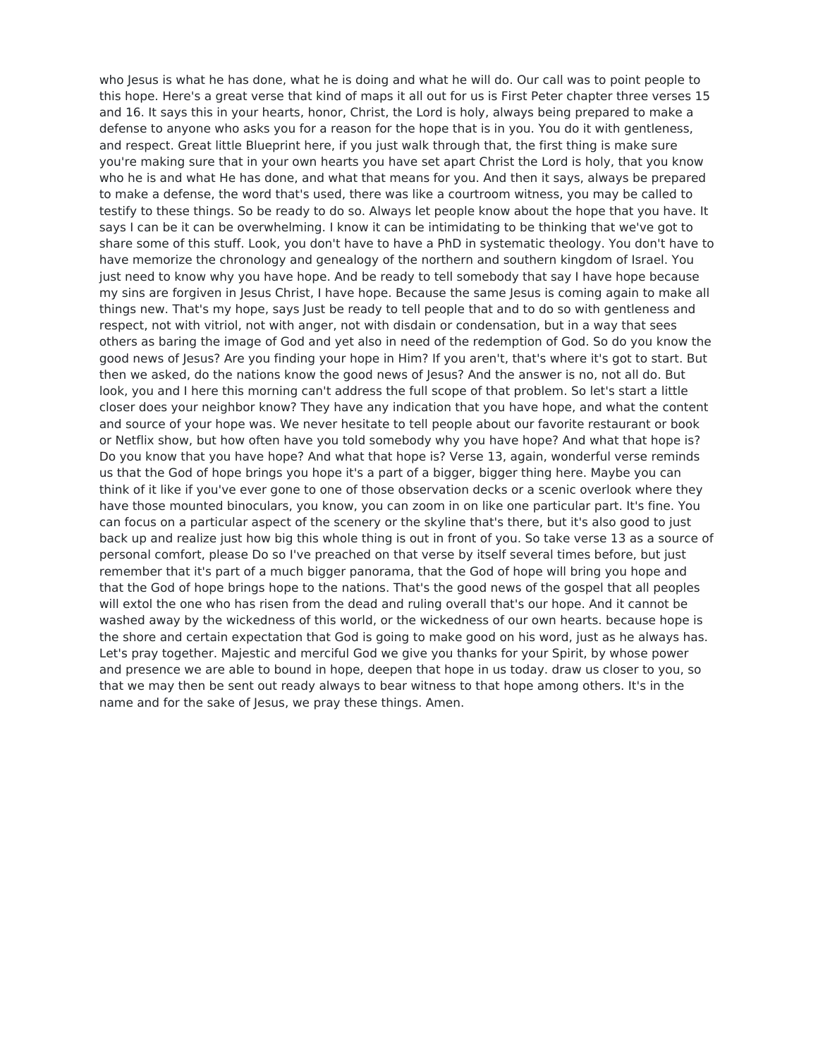who Jesus is what he has done, what he is doing and what he will do. Our call was to point people to this hope. Here's a great verse that kind of maps it all out for us is First Peter chapter three verses 15 and 16. It says this in your hearts, honor, Christ, the Lord is holy, always being prepared to make a defense to anyone who asks you for a reason for the hope that is in you. You do it with gentleness, and respect. Great little Blueprint here, if you just walk through that, the first thing is make sure you're making sure that in your own hearts you have set apart Christ the Lord is holy, that you know who he is and what He has done, and what that means for you. And then it says, always be prepared to make a defense, the word that's used, there was like a courtroom witness, you may be called to testify to these things. So be ready to do so. Always let people know about the hope that you have. It says I can be it can be overwhelming. I know it can be intimidating to be thinking that we've got to share some of this stuff. Look, you don't have to have a PhD in systematic theology. You don't have to have memorize the chronology and genealogy of the northern and southern kingdom of Israel. You just need to know why you have hope. And be ready to tell somebody that say I have hope because my sins are forgiven in Jesus Christ, I have hope. Because the same Jesus is coming again to make all things new. That's my hope, says Just be ready to tell people that and to do so with gentleness and respect, not with vitriol, not with anger, not with disdain or condensation, but in a way that sees others as baring the image of God and yet also in need of the redemption of God. So do you know the good news of Jesus? Are you finding your hope in Him? If you aren't, that's where it's got to start. But then we asked, do the nations know the good news of Jesus? And the answer is no, not all do. But look, you and I here this morning can't address the full scope of that problem. So let's start a little closer does your neighbor know? They have any indication that you have hope, and what the content and source of your hope was. We never hesitate to tell people about our favorite restaurant or book or Netflix show, but how often have you told somebody why you have hope? And what that hope is? Do you know that you have hope? And what that hope is? Verse 13, again, wonderful verse reminds us that the God of hope brings you hope it's a part of a bigger, bigger thing here. Maybe you can think of it like if you've ever gone to one of those observation decks or a scenic overlook where they have those mounted binoculars, you know, you can zoom in on like one particular part. It's fine. You can focus on a particular aspect of the scenery or the skyline that's there, but it's also good to just back up and realize just how big this whole thing is out in front of you. So take verse 13 as a source of personal comfort, please Do so I've preached on that verse by itself several times before, but just remember that it's part of a much bigger panorama, that the God of hope will bring you hope and that the God of hope brings hope to the nations. That's the good news of the gospel that all peoples will extol the one who has risen from the dead and ruling overall that's our hope. And it cannot be washed away by the wickedness of this world, or the wickedness of our own hearts. because hope is the shore and certain expectation that God is going to make good on his word, just as he always has. Let's pray together. Majestic and merciful God we give you thanks for your Spirit, by whose power and presence we are able to bound in hope, deepen that hope in us today. draw us closer to you, so that we may then be sent out ready always to bear witness to that hope among others. It's in the name and for the sake of Jesus, we pray these things. Amen.